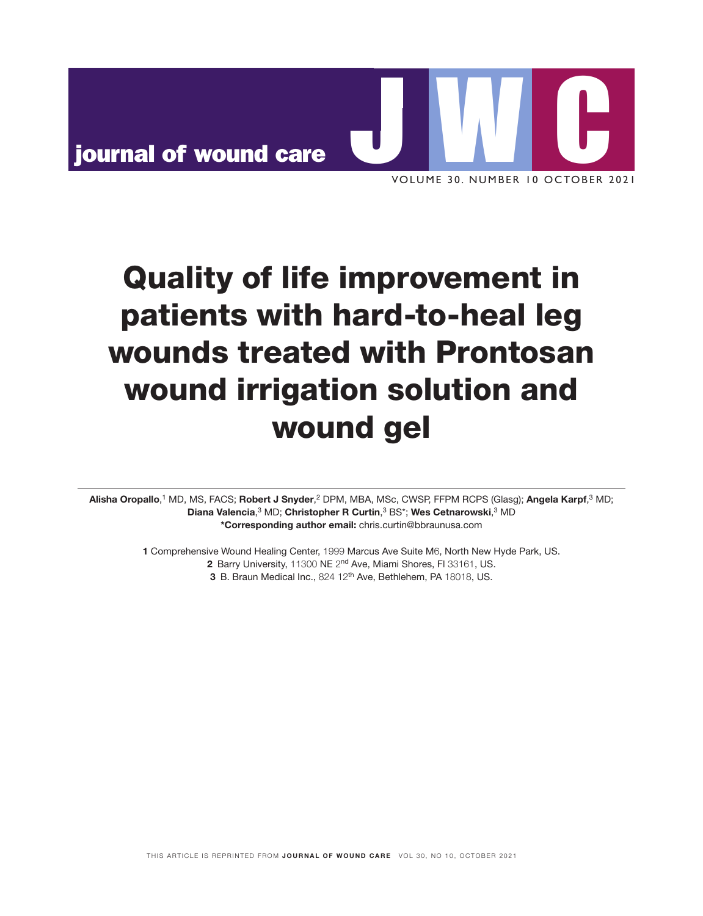# Quality of life improvement in patients with hard-to-heal leg wounds treated with Prontosan wound irrigation solution and wound gel

**Alisha Oropallo**,[1] MD, MS, FACS; **Robert J Snyder**,[2] DPM, MBA, MSc, CWSP, FFPM RCPS (Glasg); **Angela Karpf**,[3] MD; **Diana Valencia**,[3] MD; **Christopher R Curtin**,[3] BS*; **Wes Cetnarowski**,[3] MD

**\*Corresponding author email:** chris.curtin@bbraunusa.com

**1** Comprehensive Wound Healing Center, 1999 Marcus Ave Suite M6, North New Hyde Park, US.
**2** Barry University, 11300 NE 2nd Ave, Miami Shores, Fl 33161, US.
**3** B. Braun Medical Inc., 824 12th Ave, Bethlehem, PA 18018, US.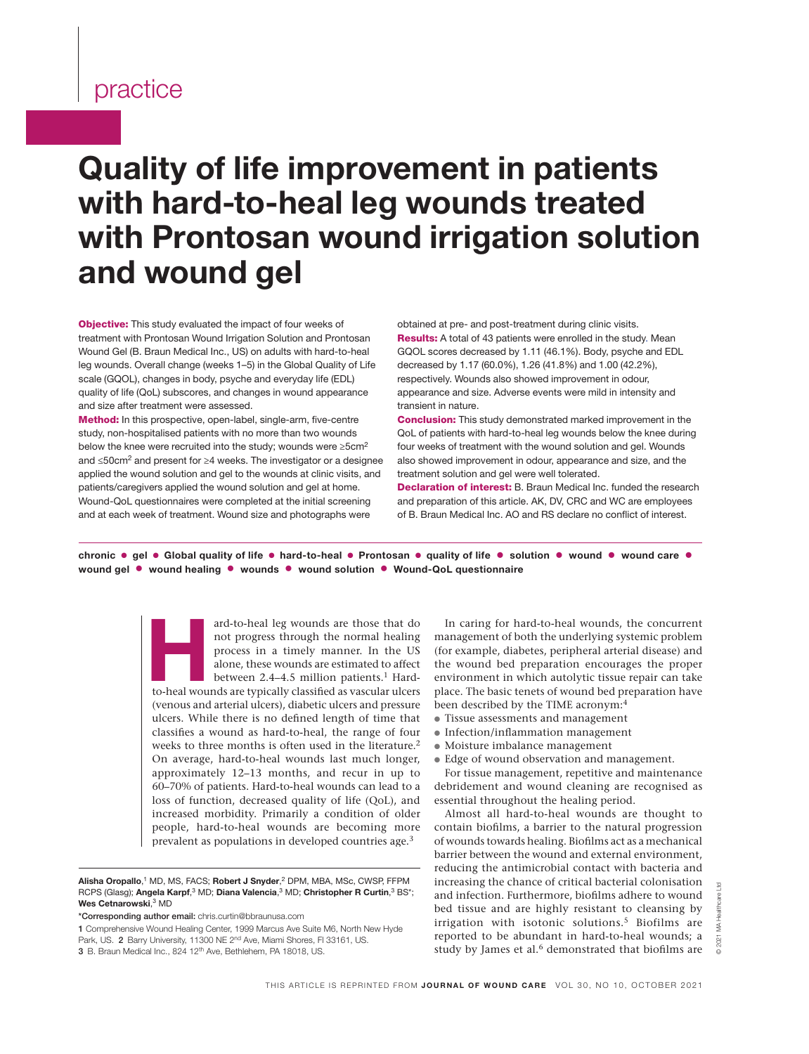# Quality of life improvement in patients with hard-to-heal leg wounds treated with Prontosan wound irrigation solution and wound gel

**Objective:** This study evaluated the impact of four weeks of treatment with Prontosan Wound Irrigation Solution and Prontosan Wound Gel (B. Braun Medical Inc., US) on adults with hard-to-heal leg wounds. Overall change (weeks 1–5) in the Global Quality of Life scale (GQOL), changes in body, psyche and everyday life (EDL) quality of life (QoL) subscores, and changes in wound appearance and size after treatment were assessed.

**Method:** In this prospective, open-label, single-arm, five-centre study, non-hospitalised patients with no more than two wounds below the knee were recruited into the study; wounds were ≥5cm² and ≤50cm² and present for ≥4 weeks. The investigator or a designee applied the wound solution and gel to the wounds at clinic visits, and patients/caregivers applied the wound solution and gel at home. Wound-QoL questionnaires were completed at the initial screening and at each week of treatment. Wound size and photographs were obtained at pre- and post-treatment during clinic visits.

**Results:** A total of 43 patients were enrolled in the study. Mean GQOL scores decreased by 1.11 (46.1%). Body, psyche and EDL decreased by 1.17 (60.0%), 1.26 (41.8%) and 1.00 (42.2%), respectively. Wounds also showed improvement in odour, appearance and size. Adverse events were mild in intensity and transient in nature.

**Conclusion:** This study demonstrated marked improvement in the QoL of patients with hard-to-heal leg wounds below the knee during four weeks of treatment with the wound solution and gel. Wounds also showed improvement in odour, appearance and size, and the treatment solution and gel were well tolerated.

**Declaration of interest:** B. Braun Medical Inc. funded the research and preparation of this article. AK, DV, CRC and WC are employees of B. Braun Medical Inc. AO and RS declare no conflict of interest.

**chronic • gel • Global quality of life • hard-to-heal • Prontosan • quality of life • solution • wound • wound care • wound gel • wound healing • wounds • wound solution • Wound-QoL questionnaire**

Hard-to-heal leg wounds are those that do not progress through the normal healing process in a timely manner. In the US alone, these wounds are estimated to affect between 2.4–4.5 million patients.[1] Hard-to-heal wounds are typically classified as vascular ulcers (venous and arterial ulcers), diabetic ulcers and pressure ulcers. While there is no defined length of time that classifies a wound as hard-to-heal, the range of four weeks to three months is often used in the literature.[2] On average, hard-to-heal wounds last much longer, approximately 12–13 months, and recur in up to 60–70% of patients. Hard-to-heal wounds can lead to a loss of function, decreased quality of life (QoL), and increased morbidity. Primarily a condition of older people, hard-to-heal wounds are becoming more prevalent as populations in developed countries age.[3]

In caring for hard-to-heal wounds, the concurrent management of both the underlying systemic problem (for example, diabetes, peripheral arterial disease) and the wound bed preparation encourages the proper environment in which autolytic tissue repair can take place. The basic tenets of wound bed preparation have been described by the TIME acronym:[4]

- Tissue assessments and management
- Infection/inflammation management
- Moisture imbalance management
- Edge of wound observation and management.

For tissue management, repetitive and maintenance debridement and wound cleaning are recognised as essential throughout the healing period.

Almost all hard-to-heal wounds are thought to contain biofilms, a barrier to the natural progression of wounds towards healing. Biofilms act as a mechanical barrier between the wound and external environment, reducing the antimicrobial contact with bacteria and increasing the chance of critical bacterial colonisation and infection. Furthermore, biofilms adhere to wound bed tissue and are highly resistant to cleansing by irrigation with isotonic solutions.[5] Biofilms are reported to be abundant in hard-to-heal wounds; a study by James et al.[6] demonstrated that biofilms are

**Alisha Oropallo**,[1] MD, MS, FACS; **Robert J Snyder**,[2] DPM, MBA, MSc, CWSP, FFPM RCPS (Glasg); **Angela Karpf**,[3] MD; **Diana Valencia**,[3] MD; **Christopher R Curtin**,[3] BS*; **Wes Cetnarowski**,[3] MD

*Corresponding author email: chris.curtin@bbraunusa.com

**1** Comprehensive Wound Healing Center, 1999 Marcus Ave Suite M6, North New Hyde Park, US. **2** Barry University, 11300 NE 2nd Ave, Miami Shores, Fl 33161, US. **3** B. Braun Medical Inc., 824 12th Ave, Bethlehem, PA 18018, US.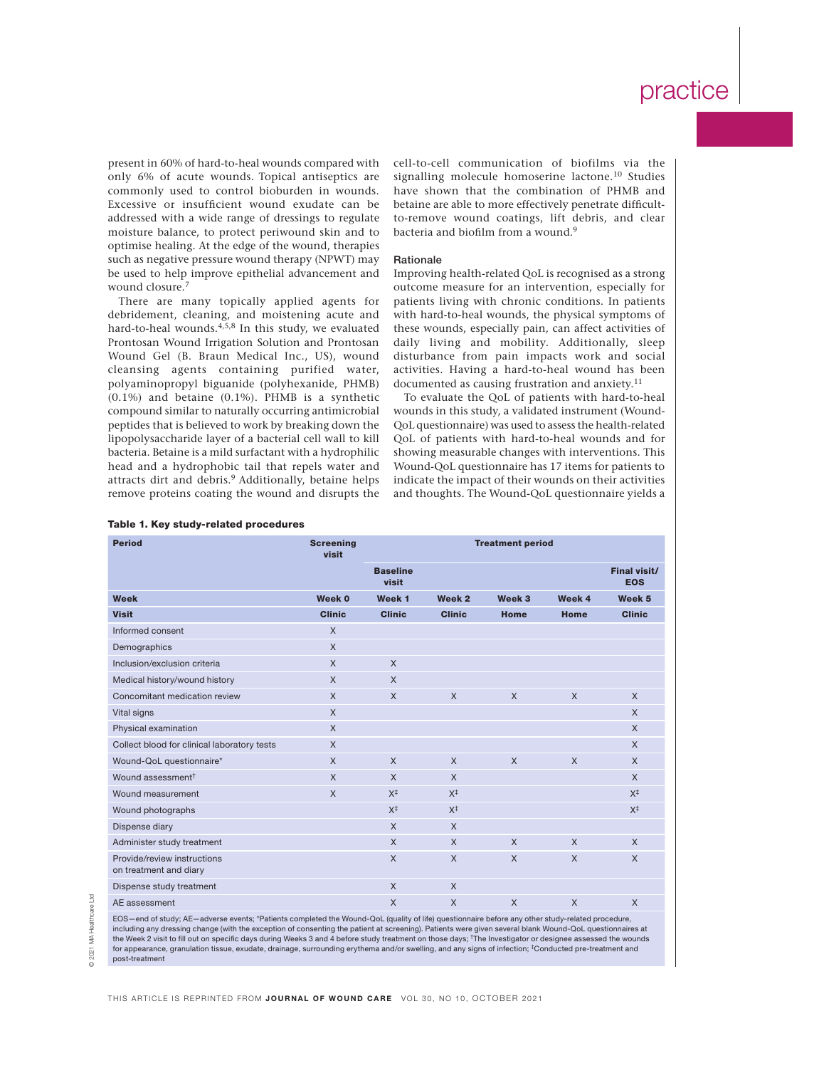present in 60% of hard-to-heal wounds compared with only 6% of acute wounds. Topical antiseptics are commonly used to control bioburden in wounds. Excessive or insufficient wound exudate can be addressed with a wide range of dressings to regulate moisture balance, to protect periwound skin and to optimise healing. At the edge of the wound, therapies such as negative pressure wound therapy (NPWT) may be used to help improve epithelial advancement and wound closure.[7]

There are many topically applied agents for debridement, cleaning, and moistening acute and hard-to-heal wounds.[4,5,8] In this study, we evaluated Prontosan Wound Irrigation Solution and Prontosan Wound Gel (B. Braun Medical Inc., US), wound cleansing agents containing purified water, polyaminopropyl biguanide (polyhexanide, PHMB) (0.1%) and betaine (0.1%). PHMB is a synthetic compound similar to naturally occurring antimicrobial peptides that is believed to work by breaking down the lipopolysaccharide layer of a bacterial cell wall to kill bacteria. Betaine is a mild surfactant with a hydrophilic head and a hydrophobic tail that repels water and attracts dirt and debris.[9] Additionally, betaine helps remove proteins coating the wound and disrupts the cell-to-cell communication of biofilms via the signalling molecule homoserine lactone.[10] Studies have shown that the combination of PHMB and betaine are able to more effectively penetrate difficult-to-remove wound coatings, lift debris, and clear bacteria and biofilm from a wound.[9]

### Rationale

Improving health-related QoL is recognised as a strong outcome measure for an intervention, especially for patients living with chronic conditions. In patients with hard-to-heal wounds, the physical symptoms of these wounds, especially pain, can affect activities of daily living and mobility. Additionally, sleep disturbance from pain impacts work and social activities. Having a hard-to-heal wound has been documented as causing frustration and anxiety.[11]

To evaluate the QoL of patients with hard-to-heal wounds in this study, a validated instrument (Wound-QoL questionnaire) was used to assess the health-related QoL of patients with hard-to-heal wounds and for showing measurable changes with interventions. This Wound-QoL questionnaire has 17 items for patients to indicate the impact of their wounds on their activities and thoughts. The Wound-QoL questionnaire yields a

**Table 1. Key study-related procedures**

| Period | Screening visit | Treatment period | | | | |
|---|---|---|---|---|---|---|
| | | Baseline visit | | | | Final visit/ EOS |
| **Week** | **Week 0** | **Week 1** | **Week 2** | **Week 3** | **Week 4** | **Week 5** |
| **Visit** | **Clinic** | **Clinic** | **Clinic** | **Home** | **Home** | **Clinic** |
| Informed consent | X | | | | | |
| Demographics | X | | | | | |
| Inclusion/exclusion criteria | X | X | | | | |
| Medical history/wound history | X | X | | | | |
| Concomitant medication review | X | X | X | X | X | X |
| Vital signs | X | | | | | X |
| Physical examination | X | | | | | X |
| Collect blood for clinical laboratory tests | X | | | | | X |
| Wound-QoL questionnaire* | X | X | X | X | X | X |
| Wound assessment† | X | X | X | | | X |
| Wound measurement | X | X‡ | X‡ | | | X‡ |
| Wound photographs | | X‡ | X‡ | | | X‡ |
| Dispense diary | | X | X | | | |
| Administer study treatment | | X | X | X | X | X |
| Provide/review instructions on treatment and diary | | X | X | X | X | X |
| Dispense study treatment | | X | X | | | |
| AE assessment | | X | X | X | X | X |

EOS—end of study; AE—adverse events; *Patients completed the Wound-QoL (quality of life) questionnaire before any other study-related procedure, including any dressing change (with the exception of consenting the patient at screening). Patients were given several blank Wound-QoL questionnaires at the Week 2 visit to fill out on specific days during Weeks 3 and 4 before study treatment on those days; †The Investigator or designee assessed the wounds for appearance, granulation tissue, exudate, drainage, surrounding erythema and/or swelling, and any signs of infection; ‡Conducted pre-treatment and post-treatment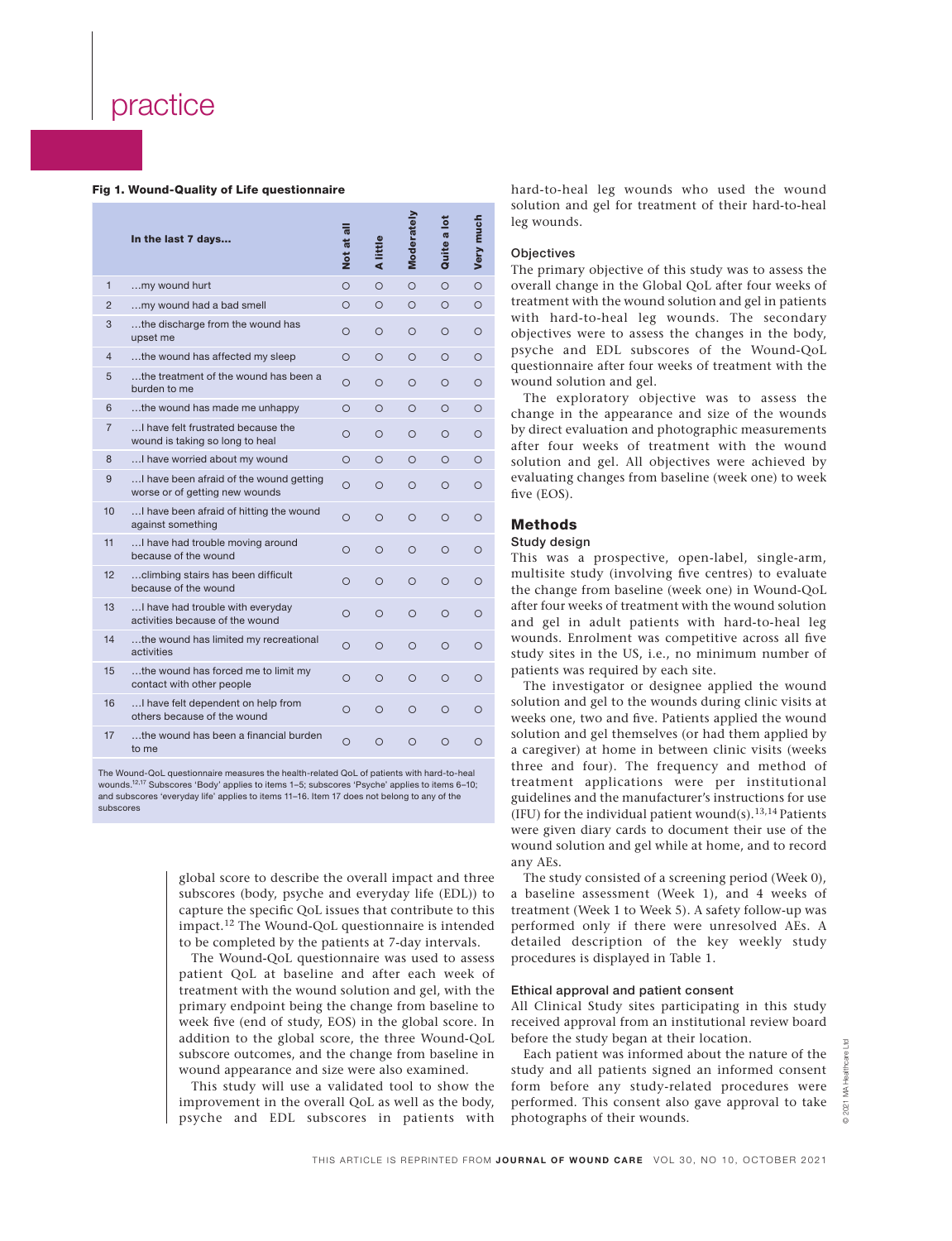**Fig 1. Wound-Quality of Life questionnaire**

| | In the last 7 days... | Not at all | A little | Moderately | Quite a lot | Very much |
|---|---|---|---|---|---|---|
| 1 | ...my wound hurt | ○ | ○ | ○ | ○ | ○ |
| 2 | ...my wound had a bad smell | ○ | ○ | ○ | ○ | ○ |
| 3 | ...the discharge from the wound has upset me | ○ | ○ | ○ | ○ | ○ |
| 4 | ...the wound has affected my sleep | ○ | ○ | ○ | ○ | ○ |
| 5 | ...the treatment of the wound has been a burden to me | ○ | ○ | ○ | ○ | ○ |
| 6 | ...the wound has made me unhappy | ○ | ○ | ○ | ○ | ○ |
| 7 | ...I have felt frustrated because the wound is taking so long to heal | ○ | ○ | ○ | ○ | ○ |
| 8 | ...I have worried about my wound | ○ | ○ | ○ | ○ | ○ |
| 9 | ...I have been afraid of the wound getting worse or of getting new wounds | ○ | ○ | ○ | ○ | ○ |
| 10 | ...I have been afraid of hitting the wound against something | ○ | ○ | ○ | ○ | ○ |
| 11 | ...I have had trouble moving around because of the wound | ○ | ○ | ○ | ○ | ○ |
| 12 | ...climbing stairs has been difficult because of the wound | ○ | ○ | ○ | ○ | ○ |
| 13 | ...I have had trouble with everyday activities because of the wound | ○ | ○ | ○ | ○ | ○ |
| 14 | ...the wound has limited my recreational activities | ○ | ○ | ○ | ○ | ○ |
| 15 | ...the wound has forced me to limit my contact with other people | ○ | ○ | ○ | ○ | ○ |
| 16 | ...I have felt dependent on help from others because of the wound | ○ | ○ | ○ | ○ | ○ |
| 17 | ...the wound has been a financial burden to me | ○ | ○ | ○ | ○ | ○ |

The Wound-QoL questionnaire measures the health-related QoL of patients with hard-to-heal wounds.[12,17] Subscores 'Body' applies to items 1–5; subscores 'Psyche' applies to items 6–10; and subscores 'everyday life' applies to items 11–16. Item 17 does not belong to any of the subscores

global score to describe the overall impact and three subscores (body, psyche and everyday life (EDL)) to capture the specific QoL issues that contribute to this impact.[12] The Wound-QoL questionnaire is intended to be completed by the patients at 7-day intervals.

The Wound-QoL questionnaire was used to assess patient QoL at baseline and after each week of treatment with the wound solution and gel, with the primary endpoint being the change from baseline to week five (end of study, EOS) in the global score. In addition to the global score, the three Wound-QoL subscore outcomes, and the change from baseline in wound appearance and size were also examined.

This study will use a validated tool to show the improvement in the overall QoL as well as the body, psyche and EDL subscores in patients with hard-to-heal leg wounds who used the wound solution and gel for treatment of their hard-to-heal leg wounds.

### Objectives

The primary objective of this study was to assess the overall change in the Global QoL after four weeks of treatment with the wound solution and gel in patients with hard-to-heal leg wounds. The secondary objectives were to assess the changes in the body, psyche and EDL subscores of the Wound-QoL questionnaire after four weeks of treatment with the wound solution and gel.

The exploratory objective was to assess the change in the appearance and size of the wounds by direct evaluation and photographic measurements after four weeks of treatment with the wound solution and gel. All objectives were achieved by evaluating changes from baseline (week one) to week five (EOS).

## Methods

### Study design

This was a prospective, open-label, single-arm, multisite study (involving five centres) to evaluate the change from baseline (week one) in Wound-QoL after four weeks of treatment with the wound solution and gel in adult patients with hard-to-heal leg wounds. Enrolment was competitive across all five study sites in the US, i.e., no minimum number of patients was required by each site.

The investigator or designee applied the wound solution and gel to the wounds during clinic visits at weeks one, two and five. Patients applied the wound solution and gel themselves (or had them applied by a caregiver) at home in between clinic visits (weeks three and four). The frequency and method of treatment applications were per institutional guidelines and the manufacturer's instructions for use (IFU) for the individual patient wound(s).[13,14] Patients were given diary cards to document their use of the wound solution and gel while at home, and to record any AEs.

The study consisted of a screening period (Week 0), a baseline assessment (Week 1), and 4 weeks of treatment (Week 1 to Week 5). A safety follow-up was performed only if there were unresolved AEs. A detailed description of the key weekly study procedures is displayed in Table 1.

### Ethical approval and patient consent

All Clinical Study sites participating in this study received approval from an institutional review board before the study began at their location.

Each patient was informed about the nature of the study and all patients signed an informed consent form before any study-related procedures were performed. This consent also gave approval to take photographs of their wounds.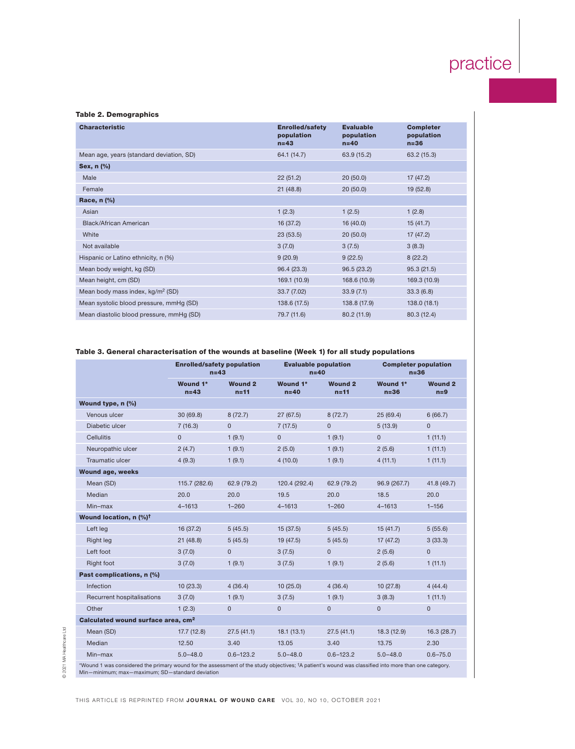**Table 2. Demographics**

| Characteristic | Enrolled/safety population n=43 | Evaluable population n=40 | Completer population n=36 |
|---|---|---|---|
| Mean age, years (standard deviation, SD) | 64.1 (14.7) | 63.9 (15.2) | 63.2 (15.3) |
| **Sex, n (%)** | | | |
| Male | 22 (51.2) | 20 (50.0) | 17 (47.2) |
| Female | 21 (48.8) | 20 (50.0) | 19 (52.8) |
| **Race, n (%)** | | | |
| Asian | 1 (2.3) | 1 (2.5) | 1 (2.8) |
| Black/African American | 16 (37.2) | 16 (40.0) | 15 (41.7) |
| White | 23 (53.5) | 20 (50.0) | 17 (47.2) |
| Not available | 3 (7.0) | 3 (7.5) | 3 (8.3) |
| Hispanic or Latino ethnicity, n (%) | 9 (20.9) | 9 (22.5) | 8 (22.2) |
| Mean body weight, kg (SD) | 96.4 (23.3) | 96.5 (23.2) | 95.3 (21.5) |
| Mean height, cm (SD) | 169.1 (10.9) | 168.6 (10.9) | 169.3 (10.9) |
| Mean body mass index, kg/m$^2$ (SD) | 33.7 (7.02) | 33.9 (7.1) | 33.3 (6.8) |
| Mean systolic blood pressure, mmHg (SD) | 138.6 (17.5) | 138.8 (17.9) | 138.0 (18.1) |
| Mean diastolic blood pressure, mmHg (SD) | 79.7 (11.6) | 80.2 (11.9) | 80.3 (12.4) |

**Table 3. General characterisation of the wounds at baseline (Week 1) for all study populations**

| | Enrolled/safety population n=43 | | Evaluable population n=40 | | Completer population n=36 | |
|---|---|---|---|---|---|---|
| | Wound 1* n=43 | Wound 2 n=11 | Wound 1* n=40 | Wound 2 n=11 | Wound 1* n=36 | Wound 2 n=9 |
| **Wound type, n (%)** | | | | | | |
| Venous ulcer | 30 (69.8) | 8 (72.7) | 27 (67.5) | 8 (72.7) | 25 (69.4) | 6 (66.7) |
| Diabetic ulcer | 7 (16.3) | 0 | 7 (17.5) | 0 | 5 (13.9) | 0 |
| Cellulitis | 0 | 1 (9.1) | 0 | 1 (9.1) | 0 | 1 (11.1) |
| Neuropathic ulcer | 2 (4.7) | 1 (9.1) | 2 (5.0) | 1 (9.1) | 2 (5.6) | 1 (11.1) |
| Traumatic ulcer | 4 (9.3) | 1 (9.1) | 4 (10.0) | 1 (9.1) | 4 (11.1) | 1 (11.1) |
| **Wound age, weeks** | | | | | | |
| Mean (SD) | 115.7 (282.6) | 62.9 (79.2) | 120.4 (292.4) | 62.9 (79.2) | 96.9 (267.7) | 41.8 (49.7) |
| Median | 20.0 | 20.0 | 19.5 | 20.0 | 18.5 | 20.0 |
| Min–max | 4–1613 | 1–260 | 4–1613 | 1–260 | 4–1613 | 1–156 |
| **Wound location, n (%)†** | | | | | | |
| Left leg | 16 (37.2) | 5 (45.5) | 15 (37.5) | 5 (45.5) | 15 (41.7) | 5 (55.6) |
| Right leg | 21 (48.8) | 5 (45.5) | 19 (47.5) | 5 (45.5) | 17 (47.2) | 3 (33.3) |
| Left foot | 3 (7.0) | 0 | 3 (7.5) | 0 | 2 (5.6) | 0 |
| Right foot | 3 (7.0) | 1 (9.1) | 3 (7.5) | 1 (9.1) | 2 (5.6) | 1 (11.1) |
| **Past complications, n (%)** | | | | | | |
| Infection | 10 (23.3) | 4 (36.4) | 10 (25.0) | 4 (36.4) | 10 (27.8) | 4 (44.4) |
| Recurrent hospitalisations | 3 (7.0) | 1 (9.1) | 3 (7.5) | 1 (9.1) | 3 (8.3) | 1 (11.1) |
| Other | 1 (2.3) | 0 | 0 | 0 | 0 | 0 |
| **Calculated wound surface area, cm$^2$** | | | | | | |
| Mean (SD) | 17.7 (12.8) | 27.5 (41.1) | 18.1 (13.1) | 27.5 (41.1) | 18.3 (12.9) | 16.3 (28.7) |
| Median | 12.50 | 3.40 | 13.05 | 3.40 | 13.75 | 2.30 |
| Min–max | 5.0–48.0 | 0.6–123.2 | 5.0–48.0 | 0.6–123.2 | 5.0–48.0 | 0.6–75.0 |

*Wound 1 was considered the primary wound for the assessment of the study objectives; †A patient's wound was classified into more than one category. Min—minimum; max—maximum; SD—standard deviation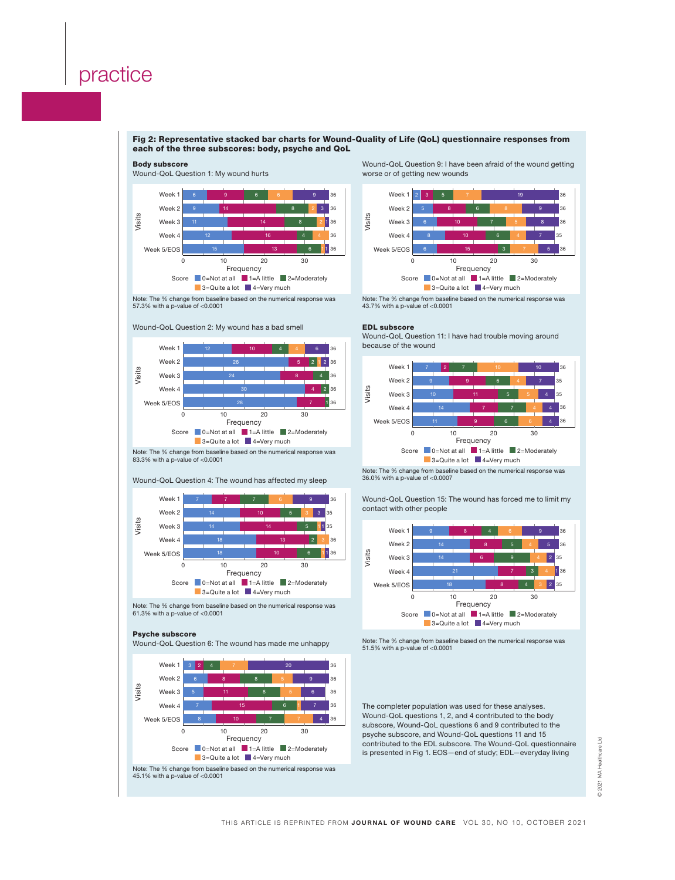**Fig 2: Representative stacked bar charts for Wound-Quality of Life (QoL) questionnaire responses from each of the three subscores: body, psyche and QoL**

**Body subscore**

Wound-QoL Question 1: My wound hurts

| Visits | 0=Not at all | 1=A little | 2=Moderately | 3=Quite a lot | 4=Very much | Total |
|---|---|---|---|---|---|---|
| Week 1 | 6 | 9 | 6 | 6 | 9 | 36 |
| Week 2 | 9 | 14 | 8 | 2 | 3 | 36 |
| Week 3 | 11 | 14 | 8 | 2 | 1 | 36 |
| Week 4 | 12 | 16 | 4 | 4 | | 36 |
| Week 5/EOS | 15 | 13 | 6 | 1 | 1 | 36 |

Note: The % change from baseline based on the numerical response was 57.3% with a p-value of <0.0001

Wound-QoL Question 2: My wound has a bad smell

| Visits | 0=Not at all | 1=A little | 2=Moderately | 3=Quite a lot | 4=Very much | Total |
|---|---|---|---|---|---|---|
| Week 1 | 12 | 10 | 4 | 4 | 6 | 36 |
| Week 2 | 26 | 5 | 2 | 1 | 2 | 36 |
| Week 3 | 24 | 8 | 4 | | | 36 |
| Week 4 | 30 | 4 | 2 | | | 36 |
| Week 5/EOS | 28 | 7 | 1 | | | 36 |

Note: The % change from baseline based on the numerical response was 83.3% with a p-value of <0.0001

Wound-QoL Question 4: The wound has affected my sleep

| Visits | 0=Not at all | 1=A little | 2=Moderately | 3=Quite a lot | 4=Very much | Total |
|---|---|---|---|---|---|---|
| Week 1 | 7 | 7 | 7 | 6 | 9 | 36 |
| Week 2 | 14 | 10 | 5 | 3 | 3 | 35 |
| Week 3 | 14 | 14 | 5 | 1 | 1 | 35 |
| Week 4 | 18 | 13 | 2 | 3 | | 36 |
| Week 5/EOS | 18 | 10 | 6 | 1 | 1 | 36 |

Note: The % change from baseline based on the numerical response was 61.3% with a p-value of <0.0001

**Psyche subscore**

Wound-QoL Question 6: The wound has made me unhappy

| Visits | 0=Not at all | 1=A little | 2=Moderately | 3=Quite a lot | 4=Very much | Total |
|---|---|---|---|---|---|---|
| Week 1 | 3 | 2 | 4 | 7 | 20 | 36 |
| Week 2 | 6 | 8 | 8 | 5 | 9 | 36 |
| Week 3 | 5 | 11 | 8 | 5 | 6 | 36 |
| Week 4 | 7 | 15 | 6 | 1 | 7 | 36 |
| Week 5/EOS | 8 | 10 | 7 | 7 | 4 | 36 |

Note: The % change from baseline based on the numerical response was 45.1% with a p-value of <0.0001

Wound-QoL Question 9: I have been afraid of the wound getting worse or of getting new wounds

| Visits | 0=Not at all | 1=A little | 2=Moderately | 3=Quite a lot | 4=Very much | Total |
|---|---|---|---|---|---|---|
| Week 1 | 2 | 3 | 5 | 7 | 19 | 36 |
| Week 2 | 5 | 8 | 6 | 8 | 9 | 36 |
| Week 3 | 6 | 10 | 7 | 5 | 8 | 36 |
| Week 4 | 8 | 10 | 6 | 4 | 7 | 35 |
| Week 5/EOS | 6 | 15 | 3 | 7 | 5 | 36 |

Note: The % change from baseline based on the numerical response was 43.7% with a p-value of <0.0001

**EDL subscore**

Wound-QoL Question 11: I have had trouble moving around because of the wound

| Visits | 0=Not at all | 1=A little | 2=Moderately | 3=Quite a lot | 4=Very much | Total |
|---|---|---|---|---|---|---|
| Week 1 | 7 | 2 | 7 | 10 | 10 | 36 |
| Week 2 | 9 | 9 | 6 | 4 | 7 | 35 |
| Week 3 | 10 | 11 | 5 | 5 | 4 | 35 |
| Week 4 | 14 | 7 | 7 | 4 | 4 | 36 |
| Week 5/EOS | 11 | 9 | 6 | 6 | 4 | 36 |

Note: The % change from baseline based on the numerical response was 36.0% with a p-value of <0.0007

Wound-QoL Question 15: The wound has forced me to limit my contact with other people

| Visits | 0=Not at all | 1=A little | 2=Moderately | 3=Quite a lot | 4=Very much | Total |
|---|---|---|---|---|---|---|
| Week 1 | 9 | 8 | 4 | 6 | 9 | 36 |
| Week 2 | 14 | 8 | 5 | 4 | 5 | 36 |
| Week 3 | 14 | 6 | 9 | 4 | 2 | 35 |
| Week 4 | 21 | 7 | 3 | 4 | 1 | 36 |
| Week 5/EOS | 18 | 8 | 4 | 3 | 2 | 35 |

Note: The % change from baseline based on the numerical response was 51.5% with a p-value of <0.0001

The completer population was used for these analyses. Wound-QoL questions 1, 2, and 4 contributed to the body subscore, Wound-QoL questions 6 and 9 contributed to the psyche subscore, and Wound-QoL questions 11 and 15 contributed to the EDL subscore. The Wound-QoL questionnaire is presented in Fig 1. EOS—end of study; EDL—everyday living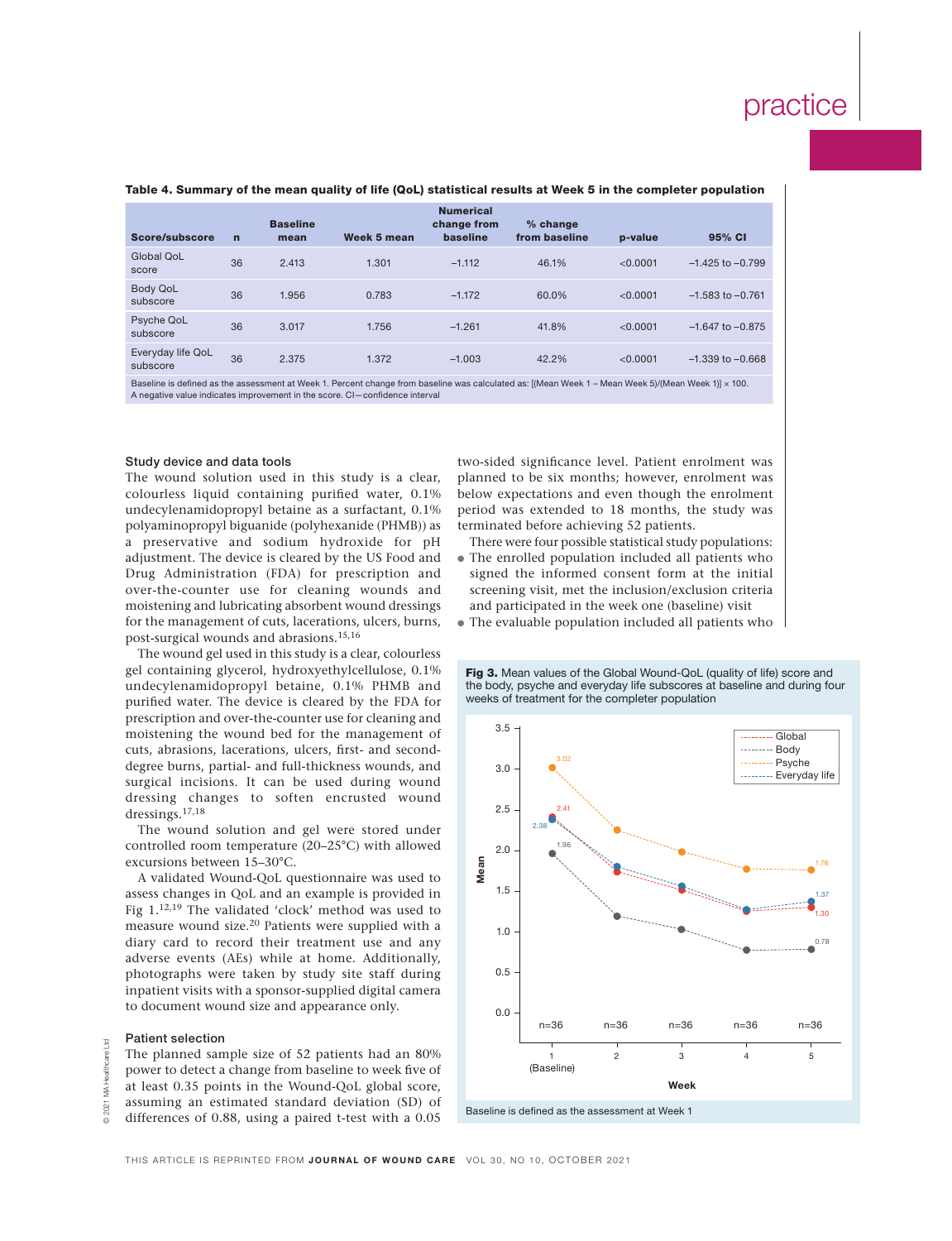**Table 4. Summary of the mean quality of life (QoL) statistical results at Week 5 in the completer population**

| Score/subscore | n | Baseline mean | Week 5 mean | Numerical change from baseline | % change from baseline | p-value | 95% CI |
|---|---|---|---|---|---|---|---|
| Global QoL score | 36 | 2.413 | 1.301 | –1.112 | 46.1% | <0.0001 | –1.425 to –0.799 |
| Body QoL subscore | 36 | 1.956 | 0.783 | –1.172 | 60.0% | <0.0001 | –1.583 to –0.761 |
| Psyche QoL subscore | 36 | 3.017 | 1.756 | –1.261 | 41.8% | <0.0001 | –1.647 to –0.875 |
| Everyday life QoL subscore | 36 | 2.375 | 1.372 | –1.003 | 42.2% | <0.0001 | –1.339 to –0.668 |

Baseline is defined as the assessment at Week 1. Percent change from baseline was calculated as: [(Mean Week 1 – Mean Week 5)/(Mean Week 1)] × 100. A negative value indicates improvement in the score. CI—confidence interval

### Study device and data tools

The wound solution used in this study is a clear, colourless liquid containing purified water, 0.1% undecylenamidopropyl betaine as a surfactant, 0.1% polyaminopropyl biguanide (polyhexanide (PHMB)) as a preservative and sodium hydroxide for pH adjustment. The device is cleared by the US Food and Drug Administration (FDA) for prescription and over-the-counter use for cleaning wounds and moistening and lubricating absorbent wound dressings for the management of cuts, lacerations, ulcers, burns, post-surgical wounds and abrasions.[15,16]

The wound gel used in this study is a clear, colourless gel containing glycerol, hydroxyethylcellulose, 0.1% undecylenamidopropyl betaine, 0.1% PHMB and purified water. The device is cleared by the FDA for prescription and over-the-counter use for cleaning and moistening the wound bed for the management of cuts, abrasions, lacerations, ulcers, first- and second-degree burns, partial- and full-thickness wounds, and surgical incisions. It can be used during wound dressing changes to soften encrusted wound dressings.[17,18]

The wound solution and gel were stored under controlled room temperature (20–25°C) with allowed excursions between 15–30°C.

A validated Wound-QoL questionnaire was used to assess changes in QoL and an example is provided in Fig 1.[12,19] The validated 'clock' method was used to measure wound size.[20] Patients were supplied with a diary card to record their treatment use and any adverse events (AEs) while at home. Additionally, photographs were taken by study site staff during inpatient visits with a sponsor-supplied digital camera to document wound size and appearance only.

### Patient selection

The planned sample size of 52 patients had an 80% power to detect a change from baseline to week five of at least 0.35 points in the Wound-QoL global score, assuming an estimated standard deviation (SD) of differences of 0.88, using a paired t-test with a 0.05 two-sided significance level. Patient enrolment was planned to be six months; however, enrolment was below expectations and even though the enrolment period was extended to 18 months, the study was terminated before achieving 52 patients.

There were four possible statistical study populations:

- The enrolled population included all patients who signed the informed consent form at the initial screening visit, met the inclusion/exclusion criteria and participated in the week one (baseline) visit
- The evaluable population included all patients who

**Fig 3.** Mean values of the Global Wound-QoL (quality of life) score and the body, psyche and everyday life subscores at baseline and during four weeks of treatment for the completer population

Baseline is defined as the assessment at Week 1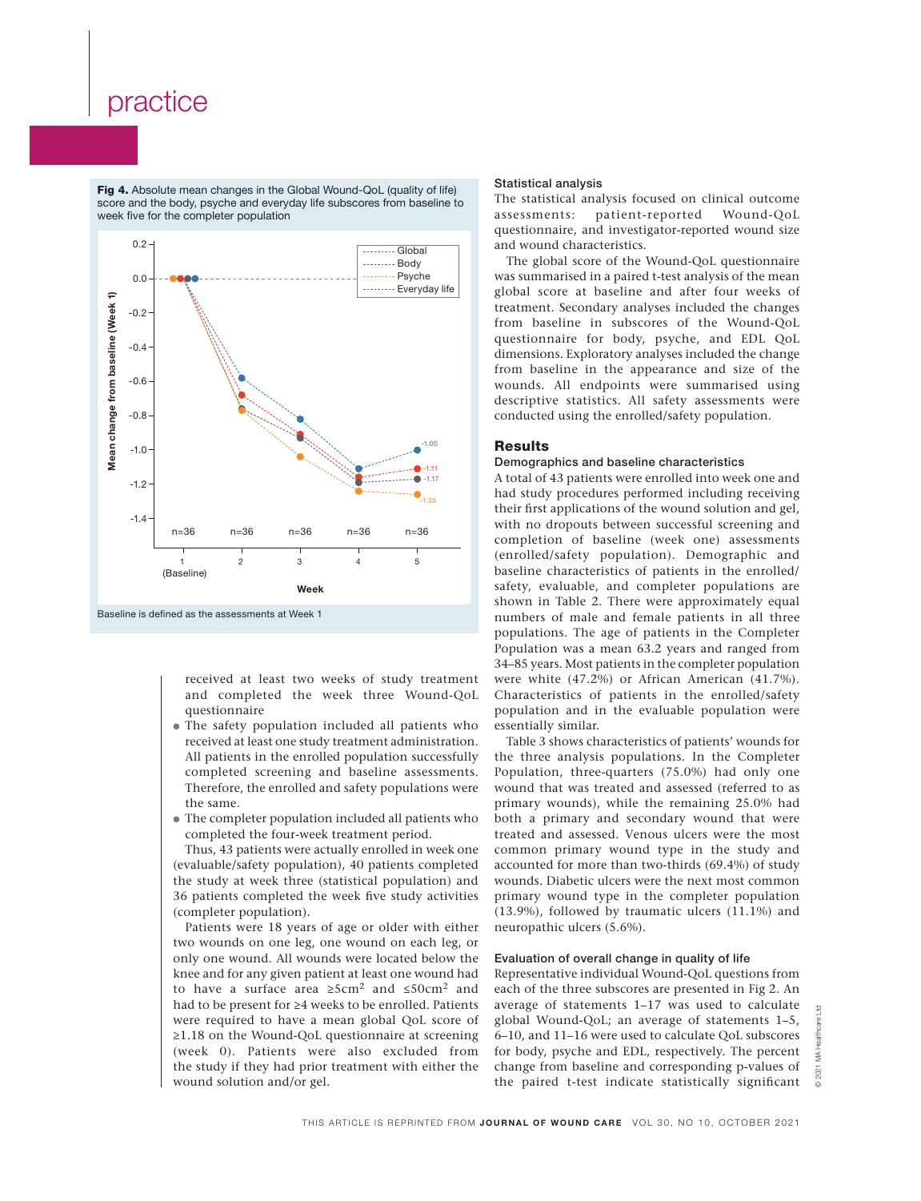**Fig 4.** Absolute mean changes in the Global Wound-QoL (quality of life) score and the body, psyche and everyday life subscores from baseline to week five for the completer population

Baseline is defined as the assessments at Week 1

received at least two weeks of study treatment and completed the week three Wound-QoL questionnaire

- The safety population included all patients who received at least one study treatment administration. All patients in the enrolled population successfully completed screening and baseline assessments. Therefore, the enrolled and safety populations were the same.
- The completer population included all patients who completed the four-week treatment period.

Thus, 43 patients were actually enrolled in week one (evaluable/safety population), 40 patients completed the study at week three (statistical population) and 36 patients completed the week five study activities (completer population).

Patients were 18 years of age or older with either two wounds on one leg, one wound on each leg, or only one wound. All wounds were located below the knee and for any given patient at least one wound had to have a surface area ≥5cm² and ≤50cm² and had to be present for ≥4 weeks to be enrolled. Patients were required to have a mean global QoL score of ≥1.18 on the Wound-QoL questionnaire at screening (week 0). Patients were also excluded from the study if they had prior treatment with either the wound solution and/or gel.

### Statistical analysis

The statistical analysis focused on clinical outcome assessments: patient-reported Wound-QoL questionnaire, and investigator-reported wound size and wound characteristics.

The global score of the Wound-QoL questionnaire was summarised in a paired t-test analysis of the mean global score at baseline and after four weeks of treatment. Secondary analyses included the changes from baseline in subscores of the Wound-QoL questionnaire for body, psyche, and EDL QoL dimensions. Exploratory analyses included the change from baseline in the appearance and size of the wounds. All endpoints were summarised using descriptive statistics. All safety assessments were conducted using the enrolled/safety population.

## Results

### Demographics and baseline characteristics

A total of 43 patients were enrolled into week one and had study procedures performed including receiving their first applications of the wound solution and gel, with no dropouts between successful screening and completion of baseline (week one) assessments (enrolled/safety population). Demographic and baseline characteristics of patients in the enrolled/safety, evaluable, and completer populations are shown in Table 2. There were approximately equal numbers of male and female patients in all three populations. The age of patients in the Completer Population was a mean 63.2 years and ranged from 34–85 years. Most patients in the completer population were white (47.2%) or African American (41.7%). Characteristics of patients in the enrolled/safety population and in the evaluable population were essentially similar.

Table 3 shows characteristics of patients' wounds for the three analysis populations. In the Completer Population, three-quarters (75.0%) had only one wound that was treated and assessed (referred to as primary wounds), while the remaining 25.0% had both a primary and secondary wound that were treated and assessed. Venous ulcers were the most common primary wound type in the study and accounted for more than two-thirds (69.4%) of study wounds. Diabetic ulcers were the next most common primary wound type in the completer population (13.9%), followed by traumatic ulcers (11.1%) and neuropathic ulcers (5.6%).

### Evaluation of overall change in quality of life

Representative individual Wound-QoL questions from each of the three subscores are presented in Fig 2. An average of statements 1–17 was used to calculate global Wound-QoL; an average of statements 1–5, 6–10, and 11–16 were used to calculate QoL subscores for body, psyche and EDL, respectively. The percent change from baseline and corresponding p-values of the paired t-test indicate statistically significant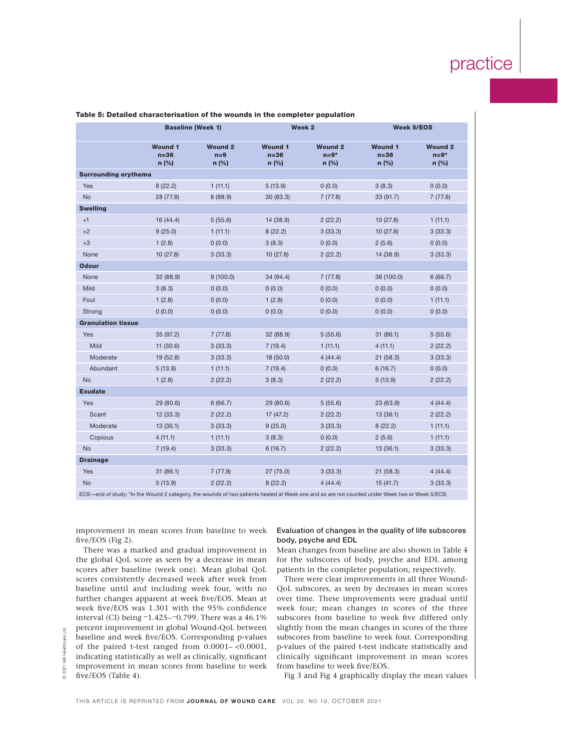**Table 5: Detailed characterisation of the wounds in the completer population**

| | Baseline (Week 1) | | Week 2 | | Week 5/EOS | |
|---|---|---|---|---|---|---|
| | Wound 1 n=36 n (%) | Wound 2 n=9 n (%) | Wound 1 n=36 n (%) | Wound 2 n=9* n (%) | Wound 1 n=36 n (%) | Wound 2 n=9* n (%) |
| **Surrounding erythema** | | | | | | |
| Yes | 8 (22.2) | 1 (11.1) | 5 (13.9) | 0 (0.0) | 3 (8.3) | 0 (0.0) |
| No | 28 (77.8) | 8 (88.9) | 30 (83.3) | 7 (77.8) | 33 (91.7) | 7 (77.8) |
| **Swelling** | | | | | | |
| +1 | 16 (44.4) | 5 (55.6) | 14 (38.9) | 2 (22.2) | 10 (27.8) | 1 (11.1) |
| +2 | 9 (25.0) | 1 (11.1) | 8 (22.2) | 3 (33.3) | 10 (27.8) | 3 (33.3) |
| +3 | 1 (2.8) | 0 (0.0) | 3 (8.3) | 0 (0.0) | 2 (5.6) | 0 (0.0) |
| None | 10 (27.8) | 3 (33.3) | 10 (27.8) | 2 (22.2) | 14 (38.9) | 3 (33.3) |
| **Odour** | | | | | | |
| None | 32 (88.9) | 9 (100.0) | 34 (94.4) | 7 (77.8) | 36 (100.0) | 6 (66.7) |
| Mild | 3 (8.3) | 0 (0.0) | 0 (0.0) | 0 (0.0) | 0 (0.0) | 0 (0.0) |
| Foul | 1 (2.8) | 0 (0.0) | 1 (2.8) | 0 (0.0) | 0 (0.0) | 1 (11.1) |
| Strong | 0 (0.0) | 0 (0.0) | 0 (0.0) | 0 (0.0) | 0 (0.0) | 0 (0.0) |
| **Granulation tissue** | | | | | | |
| Yes | 35 (97.2) | 7 (77.8) | 32 (88.9) | 5 (55.6) | 31 (86.1) | 5 (55.6) |
| Mild | 11 (30.6) | 3 (33.3) | 7 (19.4) | 1 (11.1) | 4 (11.1) | 2 (22.2) |
| Moderate | 19 (52.8) | 3 (33.3) | 18 (50.0) | 4 (44.4) | 21 (58.3) | 3 (33.3) |
| Abundant | 5 (13.9) | 1 (11.1) | 7 (19.4) | 0 (0.0) | 6 (16.7) | 0 (0.0) |
| No | 1 (2.8) | 2 (22.2) | 3 (8.3) | 2 (22.2) | 5 (13.9) | 2 (22.2) |
| **Exudate** | | | | | | |
| Yes | 29 (80.6) | 6 (66.7) | 29 (80.6) | 5 (55.6) | 23 (63.9) | 4 (44.4) |
| Scant | 12 (33.3) | 2 (22.2) | 17 (47.2) | 2 (22.2) | 13 (36.1) | 2 (22.2) |
| Moderate | 13 (36.1) | 3 (33.3) | 9 (25.0) | 3 (33.3) | 8 (22.2) | 1 (11.1) |
| Copious | 4 (11.1) | 1 (11.1) | 3 (8.3) | 0 (0.0) | 2 (5.6) | 1 (11.1) |
| No | 7 (19.4) | 3 (33.3) | 6 (16.7) | 2 (22.2) | 13 (36.1) | 3 (33.3) |
| **Drainage** | | | | | | |
| Yes | 31 (86.1) | 7 (77.8) | 27 (75.0) | 3 (33.3) | 21 (58.3) | 4 (44.4) |
| No | 5 (13.9) | 2 (22.2) | 8 (22.2) | 4 (44.4) | 15 (41.7) | 3 (33.3) |

EOS—end of study; *In the Wound 2 category, the wounds of two patients healed at Week one and so are not counted under Week two or Week 5/EOS

improvement in mean scores from baseline to week five/EOS (Fig 2).

There was a marked and gradual improvement in the global QoL score as seen by a decrease in mean scores after baseline (week one). Mean global QoL scores consistently decreased week after week from baseline until and including week four, with no further changes apparent at week five/EOS. Mean at week five/EOS was 1.301 with the 95% confidence interval (CI) being −1.425–−0.799. There was a 46.1% percent improvement in global Wound-QoL between baseline and week five/EOS. Corresponding p-values of the paired t-test ranged from 0.0001– <0.0001, indicating statistically as well as clinically, significant improvement in mean scores from baseline to week five/EOS (Table 4).

### Evaluation of changes in the quality of life subscores body, psyche and EDL

Mean changes from baseline are also shown in Table 4 for the subscores of body, psyche and EDL among patients in the completer population, respectively.

There were clear improvements in all three Wound-QoL subscores, as seen by decreases in mean scores over time. These improvements were gradual until week four; mean changes in scores of the three subscores from baseline to week five differed only slightly from the mean changes in scores of the three subscores from baseline to week four. Corresponding p-values of the paired t-test indicate statistically and clinically significant improvement in mean scores from baseline to week five/EOS.

Fig 3 and Fig 4 graphically display the mean values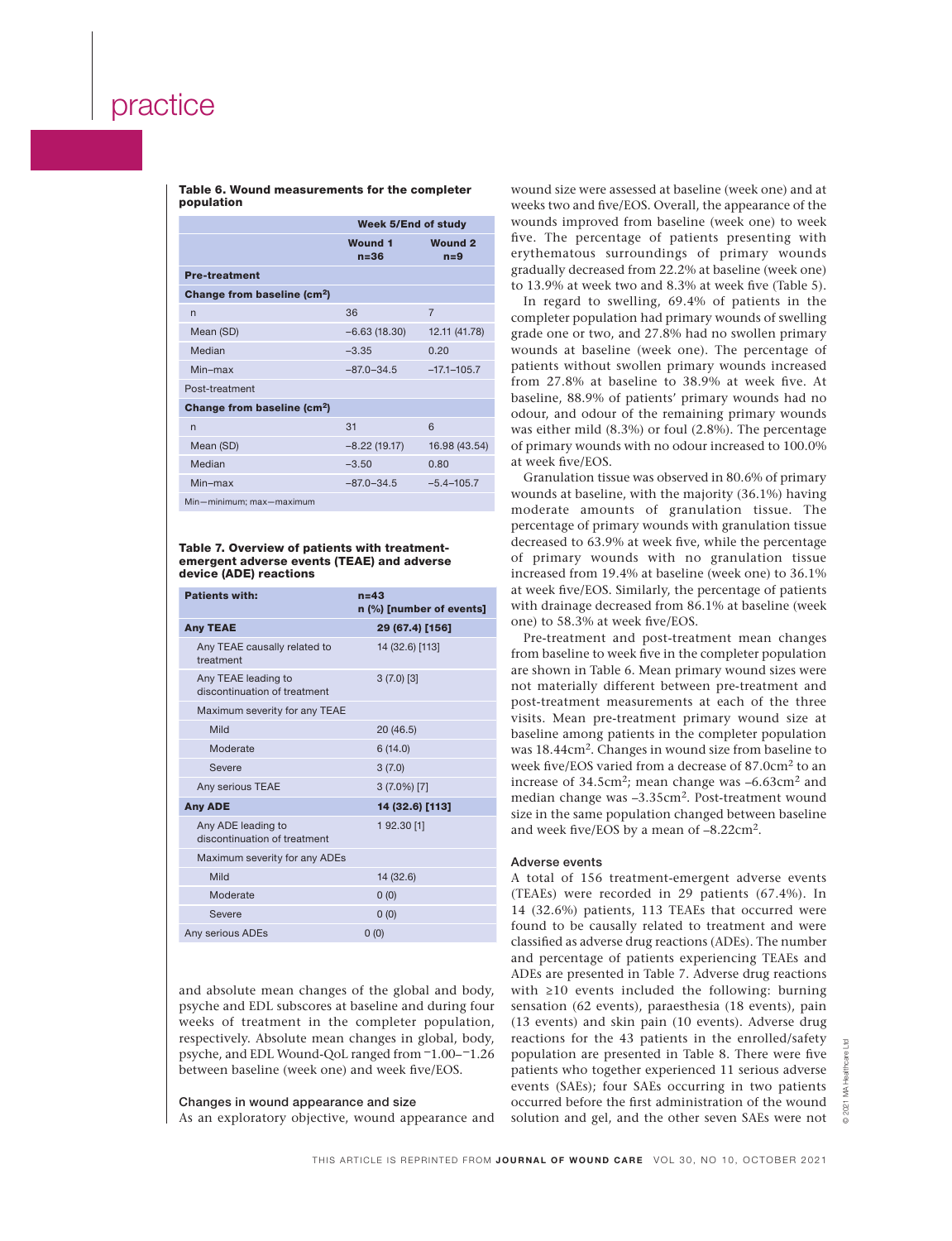**Table 6. Wound measurements for the completer population**

| | Week 5/End of study | |
|---|---|---|
| | Wound 1 n=36 | Wound 2 n=9 |
| **Pre-treatment** | | |
| **Change from baseline (cm²)** | | |
| n | 36 | 7 |
| Mean (SD) | –6.63 (18.30) | 12.11 (41.78) |
| Median | –3.35 | 0.20 |
| Min–max | –87.0–34.5 | –17.1–105.7 |
| Post-treatment | | |
| **Change from baseline (cm²)** | | |
| n | 31 | 6 |
| Mean (SD) | –8.22 (19.17) | 16.98 (43.54) |
| Median | –3.50 | 0.80 |
| Min–max | –87.0–34.5 | –5.4–105.7 |

Min—minimum; max—maximum

**Table 7. Overview of patients with treatment-emergent adverse events (TEAE) and adverse device (ADE) reactions**

| Patients with: | n=43 n (%) [number of events] |
|---|---|
| **Any TEAE** | **29 (67.4) [156]** |
| Any TEAE causally related to treatment | 14 (32.6) [113] |
| Any TEAE leading to discontinuation of treatment | 3 (7.0) [3] |
| Maximum severity for any TEAE | |
| Mild | 20 (46.5) |
| Moderate | 6 (14.0) |
| Severe | 3 (7.0) |
| Any serious TEAE | 3 (7.0%) [7] |
| **Any ADE** | **14 (32.6) [113]** |
| Any ADE leading to discontinuation of treatment | 1 92.30 [1] |
| Maximum severity for any ADEs | |
| Mild | 14 (32.6) |
| Moderate | 0 (0) |
| Severe | 0 (0) |
| Any serious ADEs | 0 (0) |

and absolute mean changes of the global and body, psyche and EDL subscores at baseline and during four weeks of treatment in the completer population, respectively. Absolute mean changes in global, body, psyche, and EDL Wound-QoL ranged from −1.00–−1.26 between baseline (week one) and week five/EOS.

### Changes in wound appearance and size

As an exploratory objective, wound appearance and wound size were assessed at baseline (week one) and at weeks two and five/EOS. Overall, the appearance of the wounds improved from baseline (week one) to week five. The percentage of patients presenting with erythematous surroundings of primary wounds gradually decreased from 22.2% at baseline (week one) to 13.9% at week two and 8.3% at week five (Table 5).

In regard to swelling, 69.4% of patients in the completer population had primary wounds of swelling grade one or two, and 27.8% had no swollen primary wounds at baseline (week one). The percentage of patients without swollen primary wounds increased from 27.8% at baseline to 38.9% at week five. At baseline, 88.9% of patients' primary wounds had no odour, and odour of the remaining primary wounds was either mild (8.3%) or foul (2.8%). The percentage of primary wounds with no odour increased to 100.0% at week five/EOS.

Granulation tissue was observed in 80.6% of primary wounds at baseline, with the majority (36.1%) having moderate amounts of granulation tissue. The percentage of primary wounds with granulation tissue decreased to 63.9% at week five, while the percentage of primary wounds with no granulation tissue increased from 19.4% at baseline (week one) to 36.1% at week five/EOS. Similarly, the percentage of patients with drainage decreased from 86.1% at baseline (week one) to 58.3% at week five/EOS.

Pre-treatment and post-treatment mean changes from baseline to week five in the completer population are shown in Table 6. Mean primary wound sizes were not materially different between pre-treatment and post-treatment measurements at each of the three visits. Mean pre-treatment primary wound size at baseline among patients in the completer population was 18.44cm². Changes in wound size from baseline to week five/EOS varied from a decrease of 87.0cm² to an increase of 34.5cm²; mean change was –6.63cm² and median change was –3.35cm². Post-treatment wound size in the same population changed between baseline and week five/EOS by a mean of –8.22cm².

### Adverse events

A total of 156 treatment-emergent adverse events (TEAEs) were recorded in 29 patients (67.4%). In 14 (32.6%) patients, 113 TEAEs that occurred were found to be causally related to treatment and were classified as adverse drug reactions (ADEs). The number and percentage of patients experiencing TEAEs and ADEs are presented in Table 7. Adverse drug reactions with ≥10 events included the following: burning sensation (62 events), paraesthesia (18 events), pain (13 events) and skin pain (10 events). Adverse drug reactions for the 43 patients in the enrolled/safety population are presented in Table 8. There were five patients who together experienced 11 serious adverse events (SAEs); four SAEs occurring in two patients occurred before the first administration of the wound solution and gel, and the other seven SAEs were not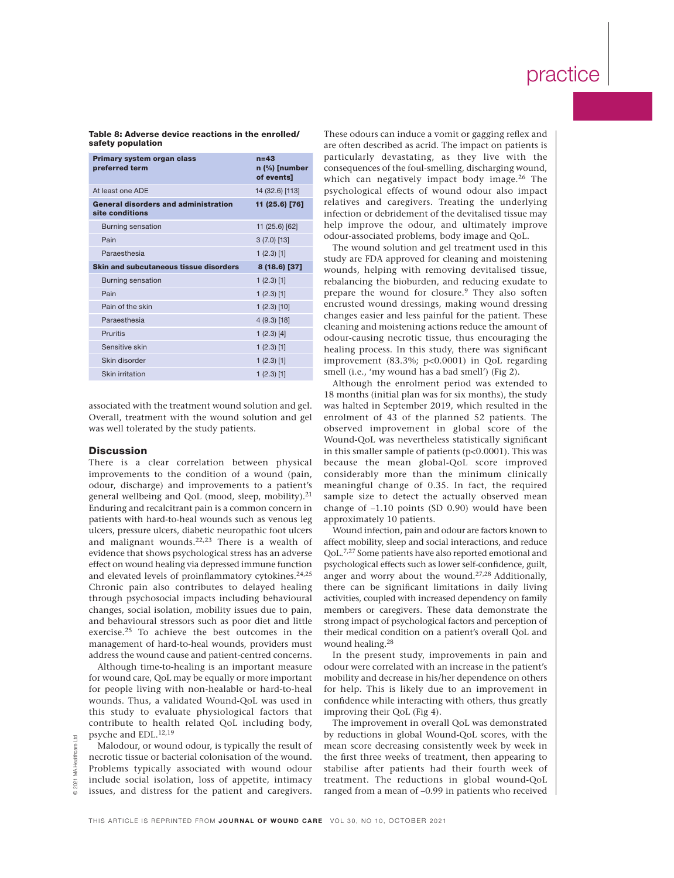**Table 8: Adverse device reactions in the enrolled/ safety population**

| Primary system organ class preferred term | n=43 n (%) [number of events] |
|---|---|
| At least one ADE | 14 (32.6) [113] |
| **General disorders and administration site conditions** | **11 (25.6) [76]** |
| Burning sensation | 11 (25.6) [62] |
| Pain | 3 (7.0) [13] |
| Paraesthesia | 1 (2.3) [1] |
| **Skin and subcutaneous tissue disorders** | **8 (18.6) [37]** |
| Burning sensation | 1 (2.3) [1] |
| Pain | 1 (2.3) [1] |
| Pain of the skin | 1 (2.3) [10] |
| Paraesthesia | 4 (9.3) [18] |
| Pruritis | 1 (2.3) [4] |
| Sensitive skin | 1 (2.3) [1] |
| Skin disorder | 1 (2.3) [1] |
| Skin irritation | 1 (2.3) [1] |

associated with the treatment wound solution and gel. Overall, treatment with the wound solution and gel was well tolerated by the study patients.

## Discussion

There is a clear correlation between physical improvements to the condition of a wound (pain, odour, discharge) and improvements to a patient's general wellbeing and QoL (mood, sleep, mobility).[21] Enduring and recalcitrant pain is a common concern in patients with hard-to-heal wounds such as venous leg ulcers, pressure ulcers, diabetic neuropathic foot ulcers and malignant wounds.[22,23] There is a wealth of evidence that shows psychological stress has an adverse effect on wound healing via depressed immune function and elevated levels of proinflammatory cytokines.[24,25] Chronic pain also contributes to delayed healing through psychosocial impacts including behavioural changes, social isolation, mobility issues due to pain, and behavioural stressors such as poor diet and little exercise.[25] To achieve the best outcomes in the management of hard-to-heal wounds, providers must address the wound cause and patient-centred concerns.

Although time-to-healing is an important measure for wound care, QoL may be equally or more important for people living with non-healable or hard-to-heal wounds. Thus, a validated Wound-QoL was used in this study to evaluate physiological factors that contribute to health related QoL including body, psyche and EDL.[12,19]

Malodour, or wound odour, is typically the result of necrotic tissue or bacterial colonisation of the wound. Problems typically associated with wound odour include social isolation, loss of appetite, intimacy issues, and distress for the patient and caregivers. These odours can induce a vomit or gagging reflex and are often described as acrid. The impact on patients is particularly devastating, as they live with the consequences of the foul-smelling, discharging wound, which can negatively impact body image.[26] The psychological effects of wound odour also impact relatives and caregivers. Treating the underlying infection or debridement of the devitalised tissue may help improve the odour, and ultimately improve odour-associated problems, body image and QoL.

The wound solution and gel treatment used in this study are FDA approved for cleaning and moistening wounds, helping with removing devitalised tissue, rebalancing the bioburden, and reducing exudate to prepare the wound for closure.[9] They also soften encrusted wound dressings, making wound dressing changes easier and less painful for the patient. These cleaning and moistening actions reduce the amount of odour-causing necrotic tissue, thus encouraging the healing process. In this study, there was significant improvement (83.3%; $p<0.0001$) in QoL regarding smell (i.e., 'my wound has a bad smell') (Fig 2).

Although the enrolment period was extended to 18 months (initial plan was for six months), the study was halted in September 2019, which resulted in the enrolment of 43 of the planned 52 patients. The observed improvement in global score of the Wound-QoL was nevertheless statistically significant in this smaller sample of patients ($p<0.0001$). This was because the mean global-QoL score improved considerably more than the minimum clinically meaningful change of 0.35. In fact, the required sample size to detect the actually observed mean change of –1.10 points (SD 0.90) would have been approximately 10 patients.

Wound infection, pain and odour are factors known to affect mobility, sleep and social interactions, and reduce QoL.[7,27] Some patients have also reported emotional and psychological effects such as lower self-confidence, guilt, anger and worry about the wound.[27,28] Additionally, there can be significant limitations in daily living activities, coupled with increased dependency on family members or caregivers. These data demonstrate the strong impact of psychological factors and perception of their medical condition on a patient's overall QoL and wound healing.[28]

In the present study, improvements in pain and odour were correlated with an increase in the patient's mobility and decrease in his/her dependence on others for help. This is likely due to an improvement in confidence while interacting with others, thus greatly improving their QoL (Fig 4).

The improvement in overall QoL was demonstrated by reductions in global Wound-QoL scores, with the mean score decreasing consistently week by week in the first three weeks of treatment, then appearing to stabilise after patients had their fourth week of treatment. The reductions in global wound-QoL ranged from a mean of –0.99 in patients who received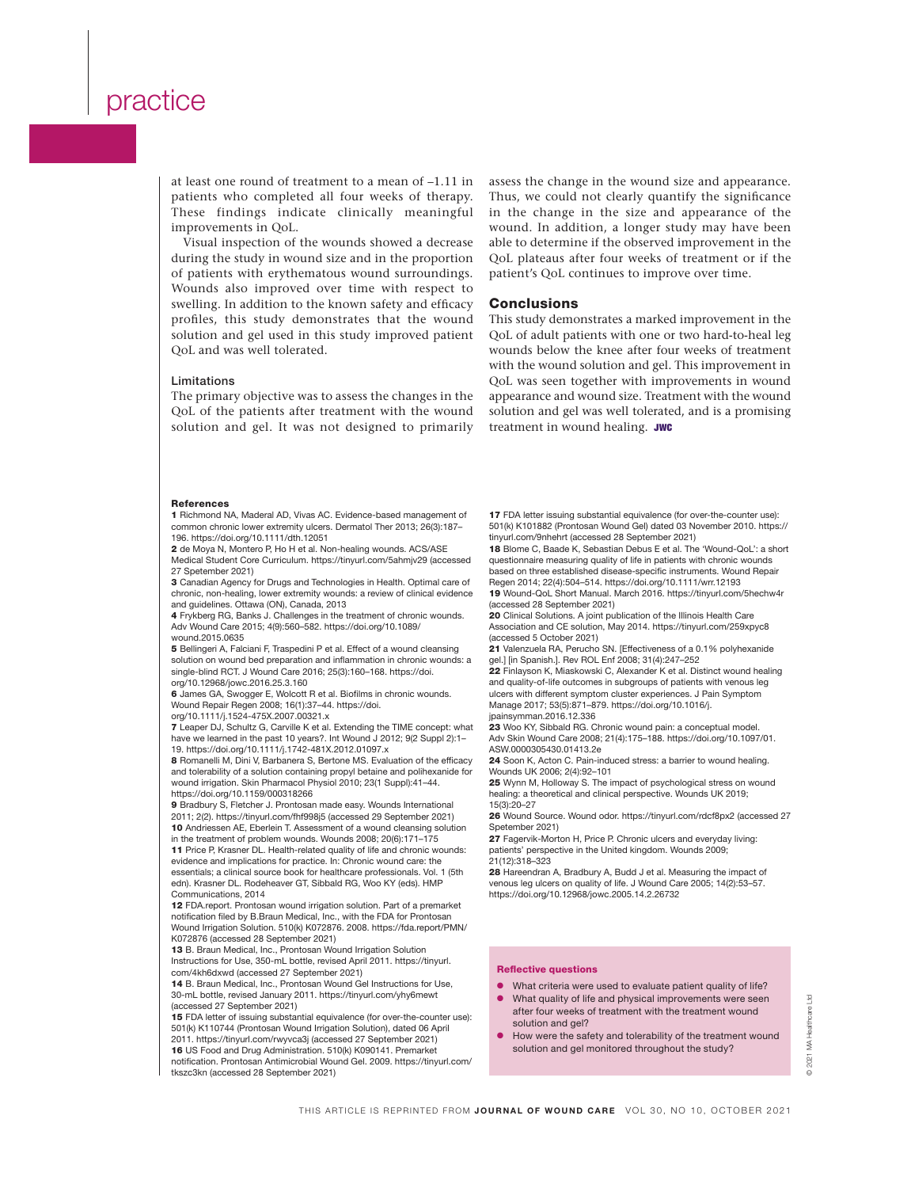at least one round of treatment to a mean of –1.11 in patients who completed all four weeks of therapy. These findings indicate clinically meaningful improvements in QoL.

Visual inspection of the wounds showed a decrease during the study in wound size and in the proportion of patients with erythematous wound surroundings. Wounds also improved over time with respect to swelling. In addition to the known safety and efficacy profiles, this study demonstrates that the wound solution and gel used in this study improved patient QoL and was well tolerated.

### Limitations

The primary objective was to assess the changes in the QoL of the patients after treatment with the wound solution and gel. It was not designed to primarily assess the change in the wound size and appearance. Thus, we could not clearly quantify the significance in the change in the size and appearance of the wound. In addition, a longer study may have been able to determine if the observed improvement in the QoL plateaus after four weeks of treatment or if the patient's QoL continues to improve over time.

## Conclusions

This study demonstrates a marked improvement in the QoL of adult patients with one or two hard-to-heal leg wounds below the knee after four weeks of treatment with the wound solution and gel. This improvement in QoL was seen together with improvements in wound appearance and wound size. Treatment with the wound solution and gel was well tolerated, and is a promising treatment in wound healing. **JWC**

### References

**1** Richmond NA, Maderal AD, Vivas AC. Evidence-based management of common chronic lower extremity ulcers. Dermatol Ther 2013; 26(3):187–196. https://doi.org/10.1111/dth.12051

**2** de Moya N, Montero P, Ho H et al. Non-healing wounds. ACS/ASE Medical Student Core Curriculum. https://tinyurl.com/5ahmjv29 (accessed 27 Spetember 2021)

**3** Canadian Agency for Drugs and Technologies in Health. Optimal care of chronic, non-healing, lower extremity wounds: a review of clinical evidence and guidelines. Ottawa (ON), Canada, 2013

**4** Frykberg RG, Banks J. Challenges in the treatment of chronic wounds. Adv Wound Care 2015; 4(9):560–582. https://doi.org/10.1089/wound.2015.0635

**5** Bellingeri A, Falciani F, Traspedini P et al. Effect of a wound cleansing solution on wound bed preparation and inflammation in chronic wounds: a single-blind RCT. J Wound Care 2016; 25(3):160–168. https://doi.org/10.12968/jowc.2016.25.3.160

**6** James GA, Swogger E, Wolcott R et al. Biofilms in chronic wounds. Wound Repair Regen 2008; 16(1):37–44. https://doi.org/10.1111/j.1524-475X.2007.00321.x

**7** Leaper DJ, Schultz G, Carville K et al. Extending the TIME concept: what have we learned in the past 10 years?. Int Wound J 2012; 9(2 Suppl 2):1–19. https://doi.org/10.1111/j.1742-481X.2012.01097.x

**8** Romanelli M, Dini V, Barbanera S, Bertone MS. Evaluation of the efficacy and tolerability of a solution containing propyl betaine and polihexanide for wound irrigation. Skin Pharmacol Physiol 2010; 23(1 Suppl):41–44. https://doi.org/10.1159/000318266

**9** Bradbury S, Fletcher J. Prontosan made easy. Wounds International 2011; 2(2). https://tinyurl.com/fhf998j5 (accessed 29 September 2021)

**10** Andriessen AE, Eberlein T. Assessment of a wound cleansing solution in the treatment of problem wounds. Wounds 2008; 20(6):171–175

**11** Price P, Krasner DL. Health-related quality of life and chronic wounds: evidence and implications for practice. In: Chronic wound care: the essentials; a clinical source book for healthcare professionals. Vol. 1 (5th edn). Krasner DL. Rodeheaver GT, Sibbald RG, Woo KY (eds). HMP Communications, 2014

**12** FDA.report. Prontosan wound irrigation solution. Part of a premarket notification filed by B.Braun Medical, Inc., with the FDA for Prontosan Wound Irrigation Solution. 510(k) K072876. 2008. https://fda.report/PMN/K072876 (accessed 28 September 2021)

**13** B. Braun Medical, Inc., Prontosan Wound Irrigation Solution Instructions for Use, 350-mL bottle, revised April 2011. https://tinyurl.com/4kh6dxwd (accessed 27 September 2021)

**14** B. Braun Medical, Inc., Prontosan Wound Gel Instructions for Use, 30-mL bottle, revised January 2011. https://tinyurl.com/yhy6mewt (accessed 27 September 2021)

**15** FDA letter of issuing substantial equivalence (for over-the-counter use): 501(k) K110744 (Prontosan Wound Irrigation Solution), dated 06 April 2011. https://tinyurl.com/rwyca3j (accessed 27 September 2021)

**16** US Food and Drug Administration. 510(k) K090141. Premarket notification. Prontosan Antimicrobial Wound Gel. 2009. https://tinyurl.com/tkszc3kn (accessed 28 September 2021)

**17** FDA letter issuing substantial equivalence (for over-the-counter use): 501(k) K101882 (Prontosan Wound Gel) dated 03 November 2010. https://tinyurl.com/9nhehrt (accessed 28 September 2021)

**18** Blome C, Baade K, Sebastian Debus E et al. The 'Wound-QoL': a short questionnaire measuring quality of life in patients with chronic wounds based on three established disease-specific instruments. Wound Repair Regen 2014; 22(4):504–514. https://doi.org/10.1111/wrr.12193

**19** Wound-QoL Short Manual. March 2016. https://tinyurl.com/5hechw4r (accessed 28 September 2021)

**20** Clinical Solutions. A joint publication of the Illinois Health Care Association and CE solution, May 2014. https://tinyurl.com/259xpyc8 (accessed 5 October 2021)

**21** Valenzuela RA, Perucho SN. [Effectiveness of a 0.1% polyhexanide gel.] [in Spanish.]. Rev ROL Enf 2008; 31(4):247–252

**22** Finlayson K, Miaskowski C, Alexander K et al. Distinct wound healing and quality-of-life outcomes in subgroups of patients with venous leg ulcers with different symptom cluster experiences. J Pain Symptom Manage 2017; 53(5):871–879. https://doi.org/10.1016/j.jpainsymman.2016.12.336

**23** Woo KY, Sibbald RG. Chronic wound pain: a conceptual model. Adv Skin Wound Care 2008; 21(4):175–188. https://doi.org/10.1097/01.ASW.0000305430.01413.2e

**24** Soon K, Acton C. Pain-induced stress: a barrier to wound healing. Wounds UK 2006; 2(4):92–101

**25** Wynn M, Holloway S. The impact of psychological stress on wound healing: a theoretical and clinical perspective. Wounds UK 2019; 15(3):20–27

**26** Wound Source. Wound odor. https://tinyurl.com/rdcf8px2 (accessed 27 Spetember 2021)

**27** Fagervik-Morton H, Price P. Chronic ulcers and everyday living: patients' perspective in the United kingdom. Wounds 2009; 21(12):318–323

**28** Hareendran A, Bradbury A, Budd J et al. Measuring the impact of venous leg ulcers on quality of life. J Wound Care 2005; 14(2):53–57. https://doi.org/10.12968/jowc.2005.14.2.26732

### Reflective questions

- What criteria were used to evaluate patient quality of life?
- What quality of life and physical improvements were seen after four weeks of treatment with the treatment wound solution and gel?
- How were the safety and tolerability of the treatment wound solution and gel monitored throughout the study?